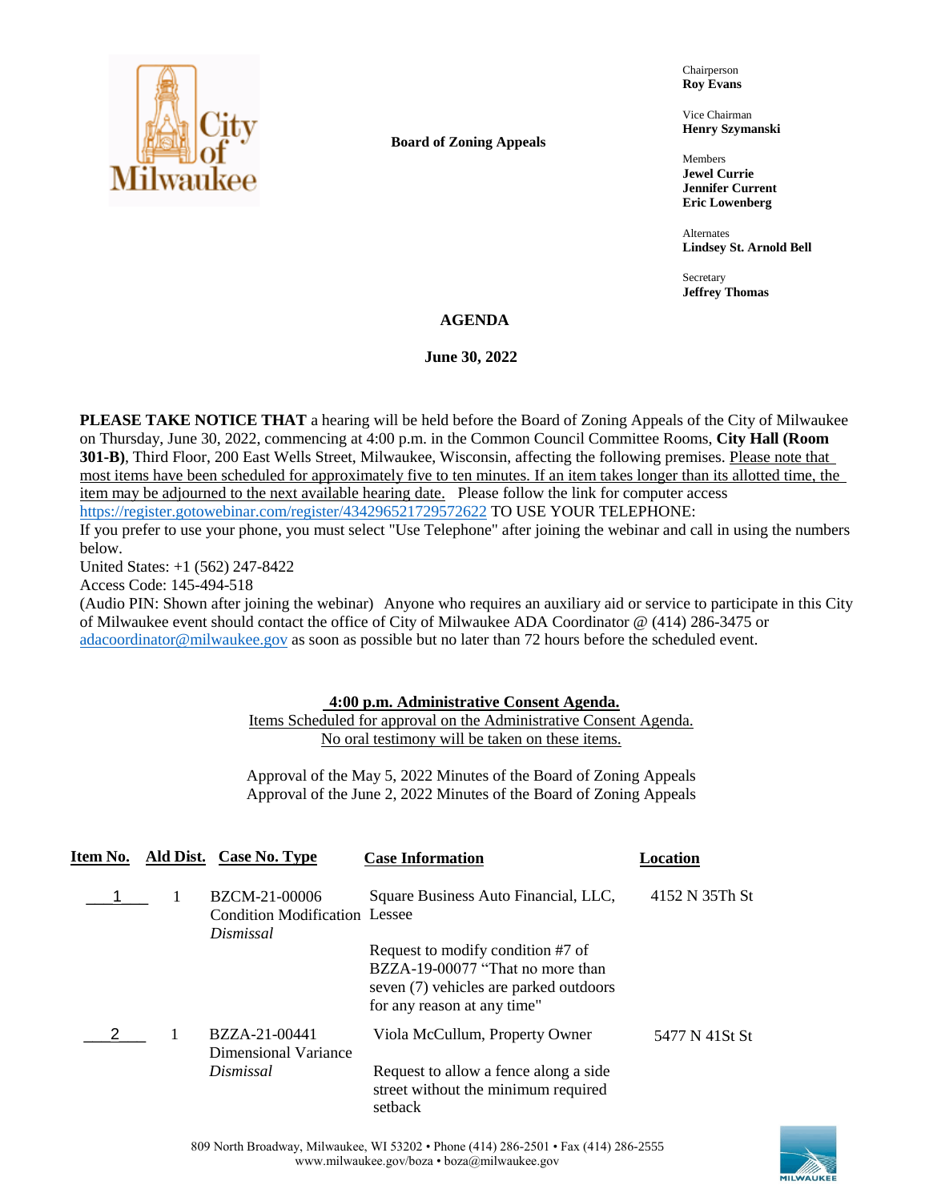City of Milwaukee

**Board of Zoning Appeals**

Chairperson
**Roy Evans**

Vice Chairman
**Henry Szymanski**

Members
**Jewel Currie**
**Jennifer Current**
**Eric Lowenberg**

Alternates
**Lindsey St. Arnold Bell**

Secretary
**Jeffrey Thomas**

## AGENDA

**June 30, 2022**

**PLEASE TAKE NOTICE THAT** a hearing will be held before the Board of Zoning Appeals of the City of Milwaukee on Thursday, June 30, 2022, commencing at 4:00 p.m. in the Common Council Committee Rooms, **City Hall (Room 301-B)**, Third Floor, 200 East Wells Street, Milwaukee, Wisconsin, affecting the following premises. Please note that most items have been scheduled for approximately five to ten minutes. If an item takes longer than its allotted time, the item may be adjourned to the next available hearing date. Please follow the link for computer access https://register.gotowebinar.com/register/434296521729572622 TO USE YOUR TELEPHONE:
If you prefer to use your phone, you must select "Use Telephone" after joining the webinar and call in using the numbers below.
United States: +1 (562) 247-8422
Access Code: 145-494-518
(Audio PIN: Shown after joining the webinar) Anyone who requires an auxiliary aid or service to participate in this City of Milwaukee event should contact the office of City of Milwaukee ADA Coordinator @ (414) 286-3475 or adacoordinator@milwaukee.gov as soon as possible but no later than 72 hours before the scheduled event.

**4:00 p.m. Administrative Consent Agenda.**
Items Scheduled for approval on the Administrative Consent Agenda.
No oral testimony will be taken on these items.

Approval of the May 5, 2022 Minutes of the Board of Zoning Appeals
Approval of the June 2, 2022 Minutes of the Board of Zoning Appeals

| Item No. | Ald Dist. | Case No. Type | Case Information | Location |
|---|---|---|---|---|
| 1 | 1 | BZCM-21-00006 Condition Modification *Dismissal* | Square Business Auto Financial, LLC, Lessee<br><br>Request to modify condition #7 of BZZA-19-00077 "That no more than seven (7) vehicles are parked outdoors for any reason at any time" | 4152 N 35Th St |
| 2 | 1 | BZZA-21-00441 Dimensional Variance *Dismissal* | Viola McCullum, Property Owner<br><br>Request to allow a fence along a side street without the minimum required setback | 5477 N 41St St |

809 North Broadway, Milwaukee, WI 53202 • Phone (414) 286-2501 • Fax (414) 286-2555
www.milwaukee.gov/boza • boza@milwaukee.gov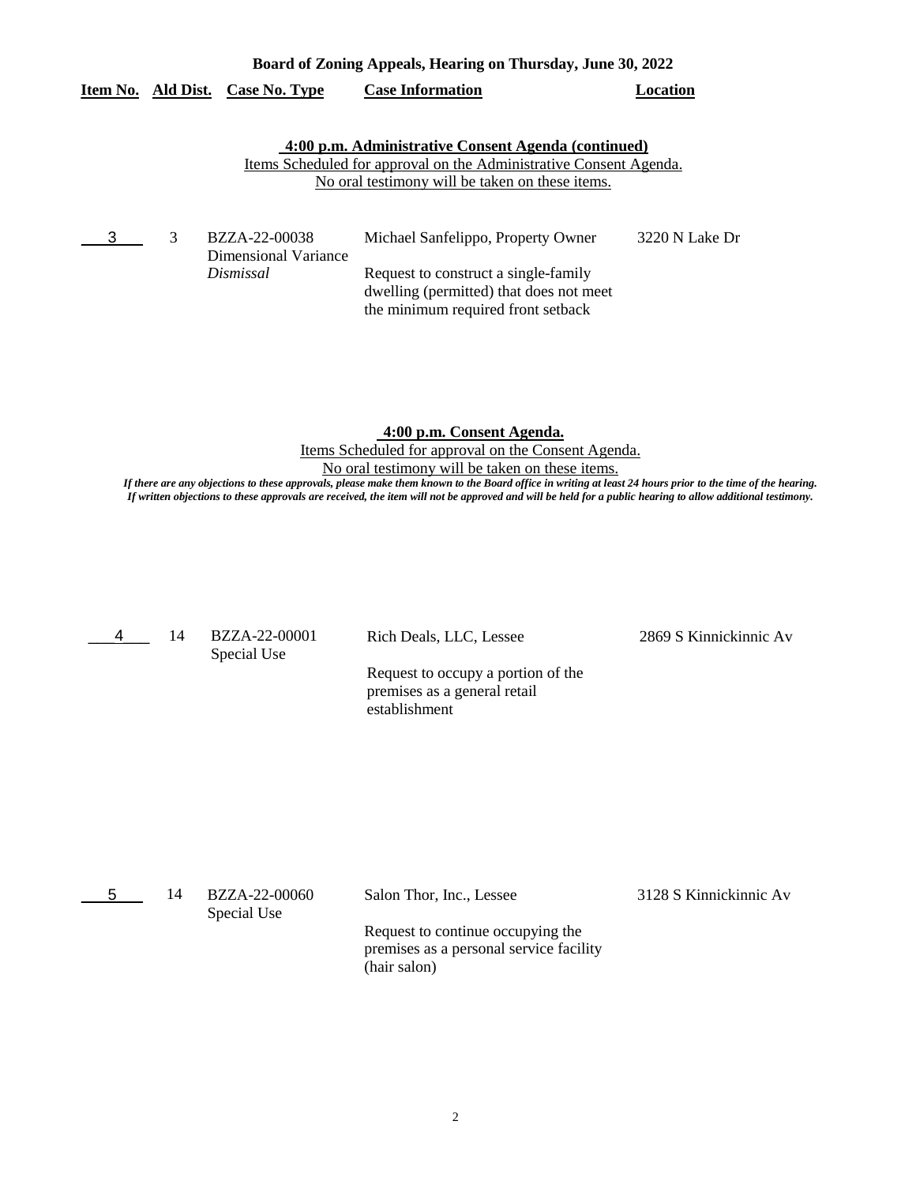**Board of Zoning Appeals, Hearing on Thursday, June 30, 2022**

| Item No. | Ald Dist. | Case No. Type | Case Information | Location |
|---|---|---|---|---|

**4:00 p.m. Administrative Consent Agenda (continued)**

Items Scheduled for approval on the Administrative Consent Agenda.
No oral testimony will be taken on these items.

| Item No. | Ald Dist. | Case No. Type | Case Information | Location |
|---|---|---|---|---|
| 3 | 3 | BZZA-22-00038<br>Dimensional Variance<br>*Dismissal* | Michael Sanfelippo, Property Owner<br><br>Request to construct a single-family dwelling (permitted) that does not meet the minimum required front setback | 3220 N Lake Dr |

**4:00 p.m. Consent Agenda.**

Items Scheduled for approval on the Consent Agenda.
No oral testimony will be taken on these items.

***If there are any objections to these approvals, please make them known to the Board office in writing at least 24 hours prior to the time of the hearing. If written objections to these approvals are received, the item will not be approved and will be held for a public hearing to allow additional testimony.***

| Item No. | Ald Dist. | Case No. Type | Case Information | Location |
|---|---|---|---|---|
| 4 | 14 | BZZA-22-00001<br>Special Use | Rich Deals, LLC, Lessee<br><br>Request to occupy a portion of the premises as a general retail establishment | 2869 S Kinnickinnic Av |
| 5 | 14 | BZZA-22-00060<br>Special Use | Salon Thor, Inc., Lessee<br><br>Request to continue occupying the premises as a personal service facility (hair salon) | 3128 S Kinnickinnic Av |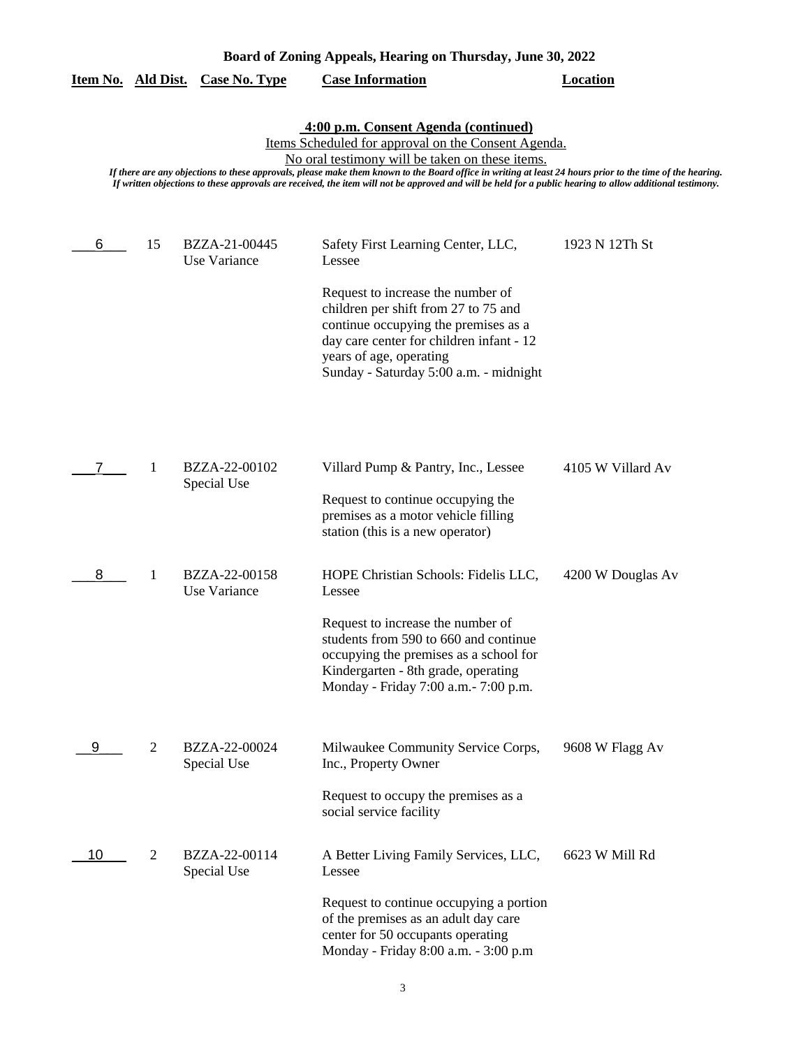**Board of Zoning Appeals, Hearing on Thursday, June 30, 2022**

## 4:00 p.m. Consent Agenda (continued)

Items Scheduled for approval on the Consent Agenda.

No oral testimony will be taken on these items.

*If there are any objections to these approvals, please make them known to the Board office in writing at least 24 hours prior to the time of the hearing. If written objections to these approvals are received, the item will not be approved and will be held for a public hearing to allow additional testimony.*

| Item No. | Ald Dist. | Case No. Type | Case Information | Location |
|---|---|---|---|---|
| 6 | 15 | BZZA-21-00445 Use Variance | Safety First Learning Center, LLC, Lessee<br><br>Request to increase the number of children per shift from 27 to 75 and continue occupying the premises as a day care center for children infant - 12 years of age, operating Sunday - Saturday 5:00 a.m. - midnight | 1923 N 12Th St |
| 7 | 1 | BZZA-22-00102 Special Use | Villard Pump & Pantry, Inc., Lessee<br><br>Request to continue occupying the premises as a motor vehicle filling station (this is a new operator) | 4105 W Villard Av |
| 8 | 1 | BZZA-22-00158 Use Variance | HOPE Christian Schools: Fidelis LLC, Lessee<br><br>Request to increase the number of students from 590 to 660 and continue occupying the premises as a school for Kindergarten - 8th grade, operating Monday - Friday 7:00 a.m.- 7:00 p.m. | 4200 W Douglas Av |
| 9 | 2 | BZZA-22-00024 Special Use | Milwaukee Community Service Corps, Inc., Property Owner<br><br>Request to occupy the premises as a social service facility | 9608 W Flagg Av |
| 10 | 2 | BZZA-22-00114 Special Use | A Better Living Family Services, LLC, Lessee<br><br>Request to continue occupying a portion of the premises as an adult day care center for 50 occupants operating Monday - Friday 8:00 a.m. - 3:00 p.m | 6623 W Mill Rd |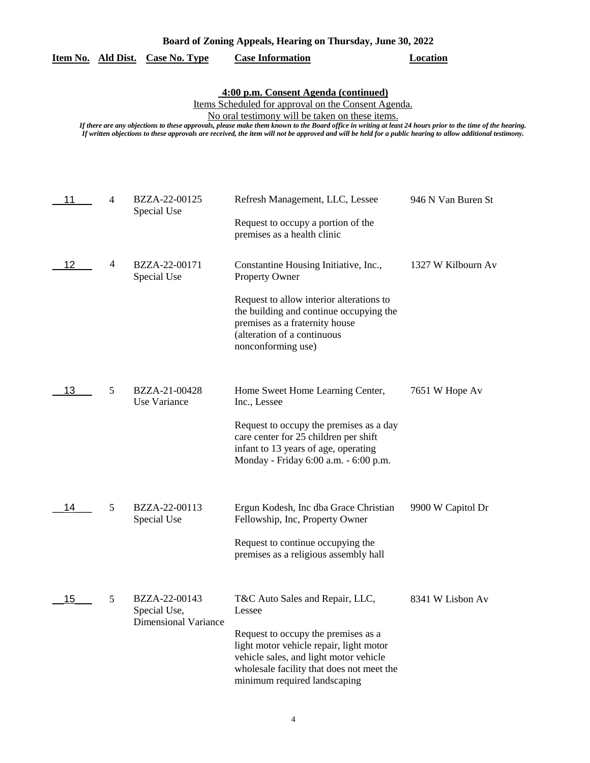**Board of Zoning Appeals, Hearing on Thursday, June 30, 2022**

**4:00 p.m. Consent Agenda (continued)**

Items Scheduled for approval on the Consent Agenda.

No oral testimony will be taken on these items.

*If there are any objections to these approvals, please make them known to the Board office in writing at least 24 hours prior to the time of the hearing. If written objections to these approvals are received, the item will not be approved and will be held for a public hearing to allow additional testimony.*

| Item No. | Ald Dist. | Case No. Type | Case Information | Location |
|---|---|---|---|---|
| 11 | 4 | BZZA-22-00125<br>Special Use | Refresh Management, LLC, Lessee<br><br>Request to occupy a portion of the premises as a health clinic | 946 N Van Buren St |
| 12 | 4 | BZZA-22-00171<br>Special Use | Constantine Housing Initiative, Inc., Property Owner<br><br>Request to allow interior alterations to the building and continue occupying the premises as a fraternity house (alteration of a continuous nonconforming use) | 1327 W Kilbourn Av |
| 13 | 5 | BZZA-21-00428<br>Use Variance | Home Sweet Home Learning Center, Inc., Lessee<br><br>Request to occupy the premises as a day care center for 25 children per shift infant to 13 years of age, operating Monday - Friday 6:00 a.m. - 6:00 p.m. | 7651 W Hope Av |
| 14 | 5 | BZZA-22-00113<br>Special Use | Ergun Kodesh, Inc dba Grace Christian Fellowship, Inc, Property Owner<br><br>Request to continue occupying the premises as a religious assembly hall | 9900 W Capitol Dr |
| 15 | 5 | BZZA-22-00143<br>Special Use, Dimensional Variance | T&C Auto Sales and Repair, LLC, Lessee<br><br>Request to occupy the premises as a light motor vehicle repair, light motor vehicle sales, and light motor vehicle wholesale facility that does not meet the minimum required landscaping | 8341 W Lisbon Av |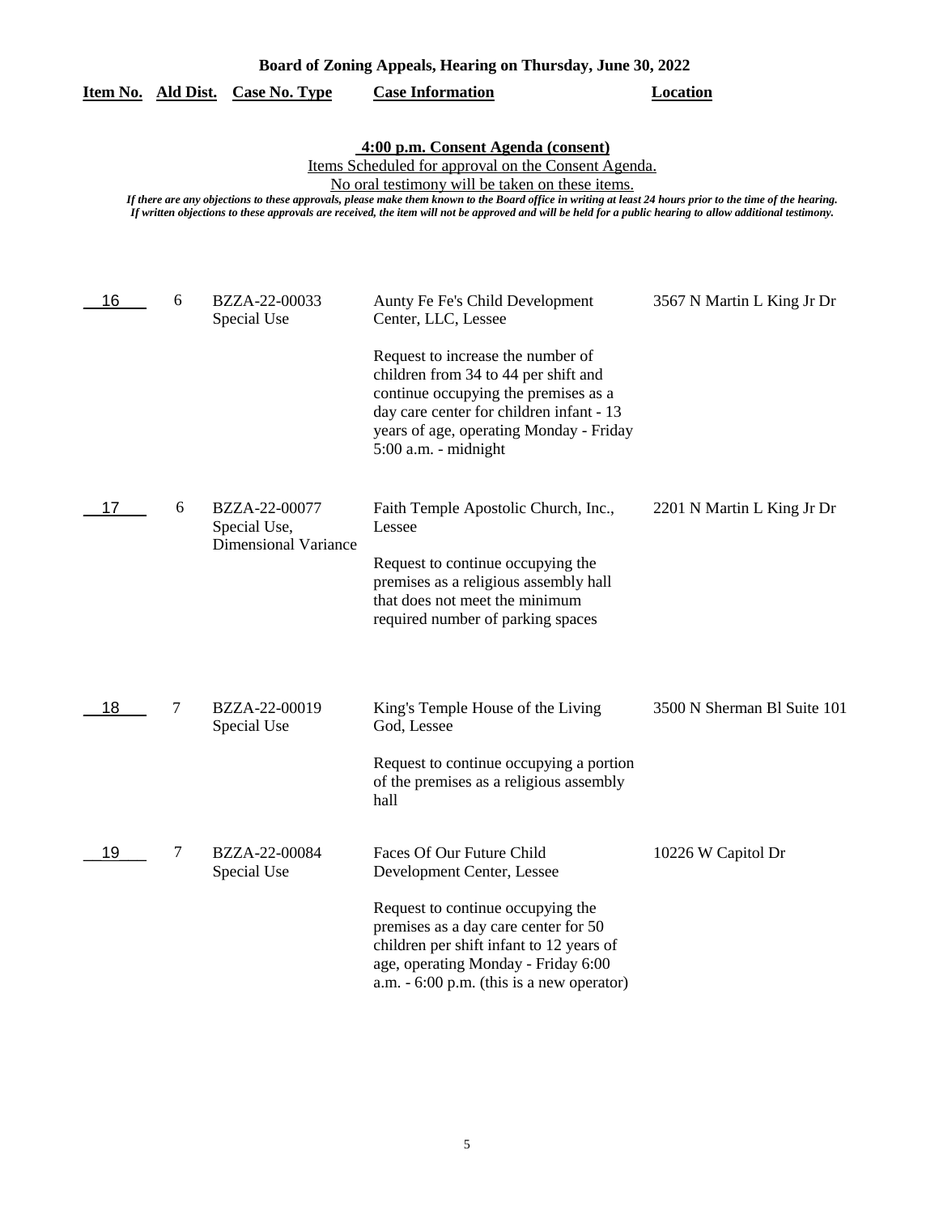**Board of Zoning Appeals, Hearing on Thursday, June 30, 2022**

**4:00 p.m. Consent Agenda (consent)**

Items Scheduled for approval on the Consent Agenda.

No oral testimony will be taken on these items.

*If there are any objections to these approvals, please make them known to the Board office in writing at least 24 hours prior to the time of the hearing. If written objections to these approvals are received, the item will not be approved and will be held for a public hearing to allow additional testimony.*

| Item No. | Ald Dist. | Case No. Type | Case Information | Location |
|---|---|---|---|---|
| 16 | 6 | BZZA-22-00033 Special Use | Aunty Fe Fe's Child Development Center, LLC, Lessee<br><br>Request to increase the number of children from 34 to 44 per shift and continue occupying the premises as a day care center for children infant - 13 years of age, operating Monday - Friday 5:00 a.m. - midnight | 3567 N Martin L King Jr Dr |
| 17 | 6 | BZZA-22-00077 Special Use, Dimensional Variance | Faith Temple Apostolic Church, Inc., Lessee<br><br>Request to continue occupying the premises as a religious assembly hall that does not meet the minimum required number of parking spaces | 2201 N Martin L King Jr Dr |
| 18 | 7 | BZZA-22-00019 Special Use | King's Temple House of the Living God, Lessee<br><br>Request to continue occupying a portion of the premises as a religious assembly hall | 3500 N Sherman Bl Suite 101 |
| 19 | 7 | BZZA-22-00084 Special Use | Faces Of Our Future Child Development Center, Lessee<br><br>Request to continue occupying the premises as a day care center for 50 children per shift infant to 12 years of age, operating Monday - Friday 6:00 a.m. - 6:00 p.m. (this is a new operator) | 10226 W Capitol Dr |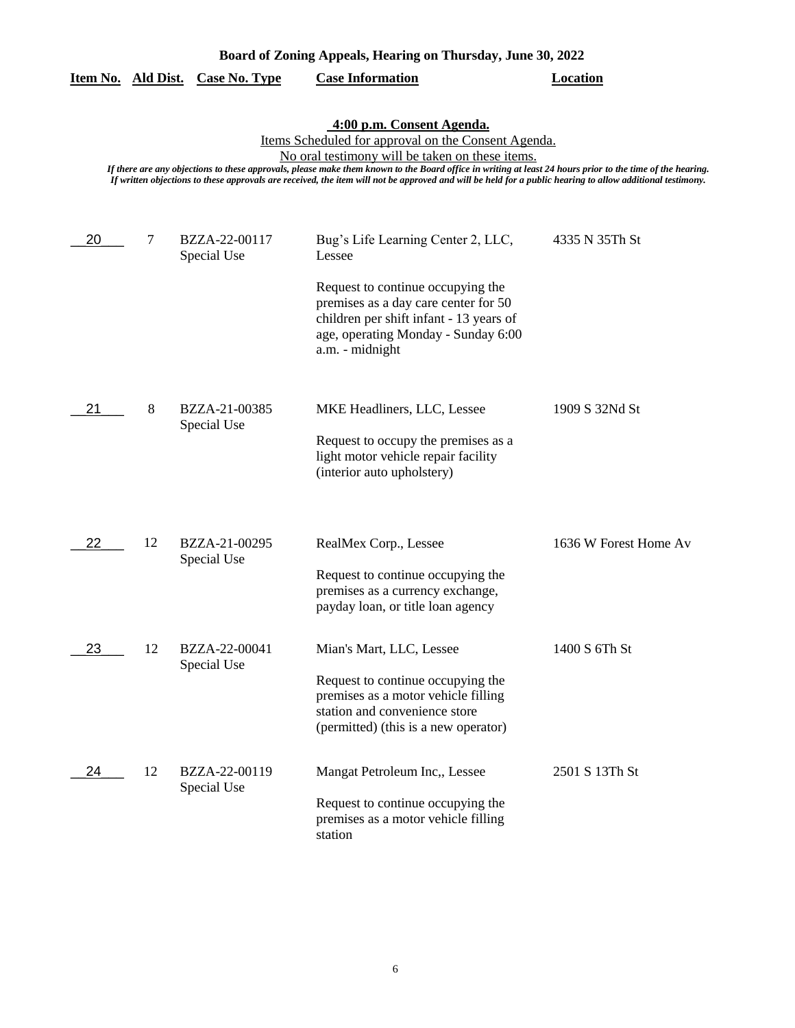**Board of Zoning Appeals, Hearing on Thursday, June 30, 2022**

**4:00 p.m. Consent Agenda.**

Items Scheduled for approval on the Consent Agenda.

No oral testimony will be taken on these items.

*If there are any objections to these approvals, please make them known to the Board office in writing at least 24 hours prior to the time of the hearing. If written objections to these approvals are received, the item will not be approved and will be held for a public hearing to allow additional testimony.*

| Item No. | Ald Dist. | Case No. Type | Case Information | Location |
|---|---|---|---|---|
| 20 | 7 | BZZA-22-00117 Special Use | Bug's Life Learning Center 2, LLC, Lessee<br><br>Request to continue occupying the premises as a day care center for 50 children per shift infant - 13 years of age, operating Monday - Sunday 6:00 a.m. - midnight | 4335 N 35Th St |
| 21 | 8 | BZZA-21-00385 Special Use | MKE Headliners, LLC, Lessee<br><br>Request to occupy the premises as a light motor vehicle repair facility (interior auto upholstery) | 1909 S 32Nd St |
| 22 | 12 | BZZA-21-00295 Special Use | RealMex Corp., Lessee<br><br>Request to continue occupying the premises as a currency exchange, payday loan, or title loan agency | 1636 W Forest Home Av |
| 23 | 12 | BZZA-22-00041 Special Use | Mian's Mart, LLC, Lessee<br><br>Request to continue occupying the premises as a motor vehicle filling station and convenience store (permitted) (this is a new operator) | 1400 S 6Th St |
| 24 | 12 | BZZA-22-00119 Special Use | Mangat Petroleum Inc,, Lessee<br><br>Request to continue occupying the premises as a motor vehicle filling station | 2501 S 13Th St |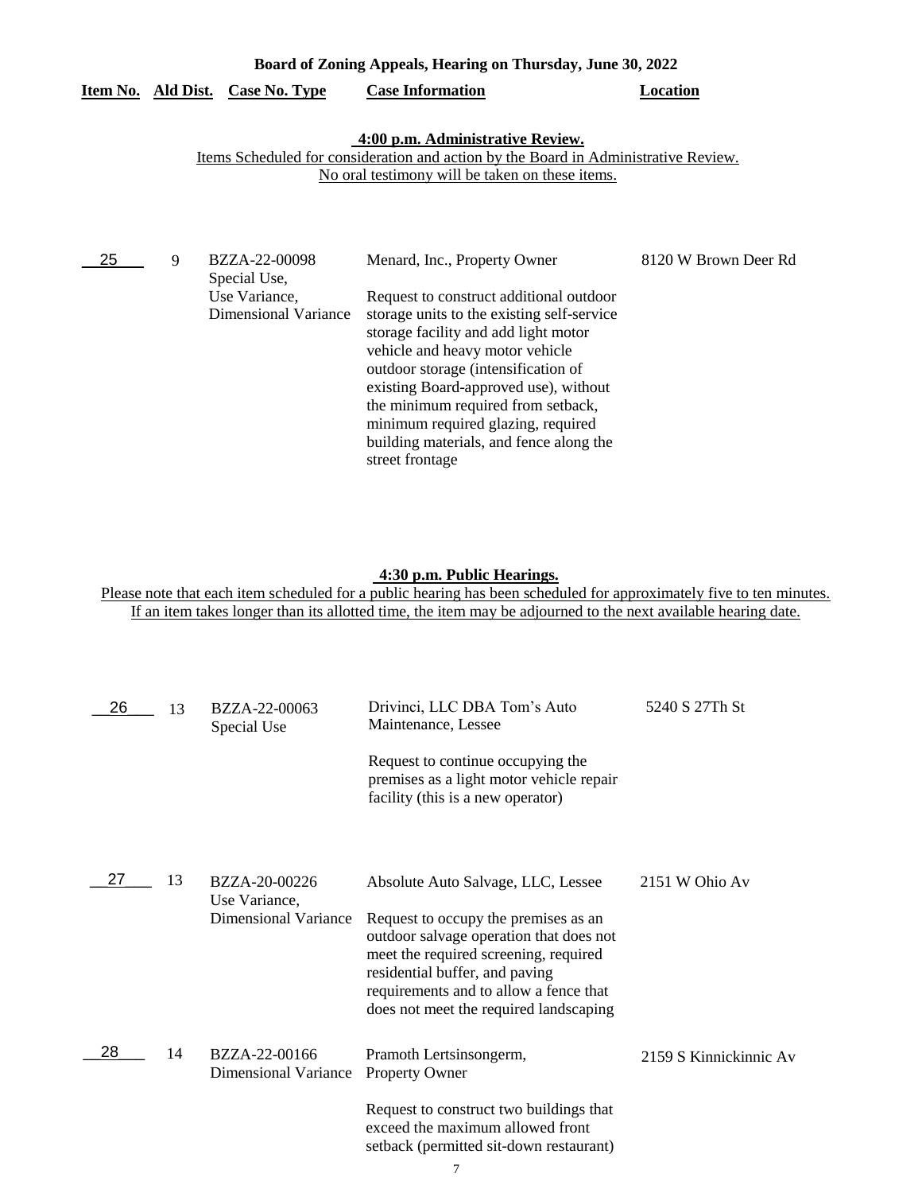**Board of Zoning Appeals, Hearing on Thursday, June 30, 2022**

**4:00 p.m. Administrative Review.**

Items Scheduled for consideration and action by the Board in Administrative Review.
No oral testimony will be taken on these items.

| Item No. | Ald Dist. | Case No. Type | Case Information | Location |
|---|---|---|---|---|
| 25 | 9 | BZZA-22-00098 Special Use, Use Variance, Dimensional Variance | Menard, Inc., Property Owner<br><br>Request to construct additional outdoor storage units to the existing self-service storage facility and add light motor vehicle and heavy motor vehicle outdoor storage (intensification of existing Board-approved use), without the minimum required from setback, minimum required glazing, required building materials, and fence along the street frontage | 8120 W Brown Deer Rd |

**4:30 p.m. Public Hearings.**

Please note that each item scheduled for a public hearing has been scheduled for approximately five to ten minutes.
If an item takes longer than its allotted time, the item may be adjourned to the next available hearing date.

| Item No. | Ald Dist. | Case No. Type | Case Information | Location |
|---|---|---|---|---|
| 26 | 13 | BZZA-22-00063 Special Use | Drivinci, LLC DBA Tom's Auto Maintenance, Lessee<br><br>Request to continue occupying the premises as a light motor vehicle repair facility (this is a new operator) | 5240 S 27Th St |
| 27 | 13 | BZZA-20-00226 Use Variance, Dimensional Variance | Absolute Auto Salvage, LLC, Lessee<br><br>Request to occupy the premises as an outdoor salvage operation that does not meet the required screening, required residential buffer, and paving requirements and to allow a fence that does not meet the required landscaping | 2151 W Ohio Av |
| 28 | 14 | BZZA-22-00166 Dimensional Variance | Pramoth Lertsinsongerm, Property Owner<br><br>Request to construct two buildings that exceed the maximum allowed front setback (permitted sit-down restaurant) | 2159 S Kinnickinnic Av |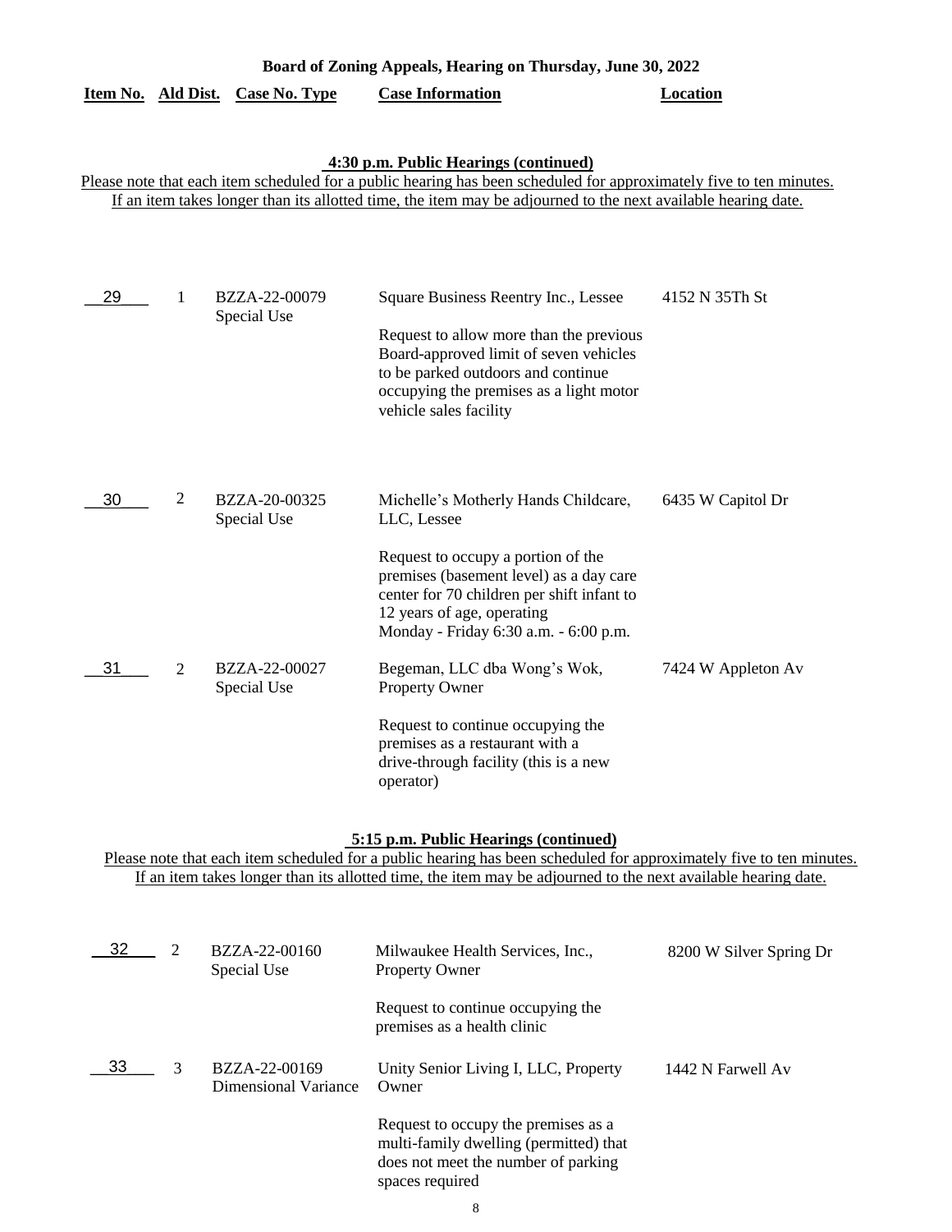**Board of Zoning Appeals, Hearing on Thursday, June 30, 2022**

### 4:30 p.m. Public Hearings (continued)

Please note that each item scheduled for a public hearing has been scheduled for approximately five to ten minutes. If an item takes longer than its allotted time, the item may be adjourned to the next available hearing date.

| Item No. | Ald Dist. | Case No. Type | Case Information | Location |
|---|---|---|---|---|
| 29 | 1 | BZZA-22-00079 Special Use | Square Business Reentry Inc., Lessee<br><br>Request to allow more than the previous Board-approved limit of seven vehicles to be parked outdoors and continue occupying the premises as a light motor vehicle sales facility | 4152 N 35Th St |
| 30 | 2 | BZZA-20-00325 Special Use | Michelle's Motherly Hands Childcare, LLC, Lessee<br><br>Request to occupy a portion of the premises (basement level) as a day care center for 70 children per shift infant to 12 years of age, operating Monday - Friday 6:30 a.m. - 6:00 p.m. | 6435 W Capitol Dr |
| 31 | 2 | BZZA-22-00027 Special Use | Begeman, LLC dba Wong's Wok, Property Owner<br><br>Request to continue occupying the premises as a restaurant with a drive-through facility (this is a new operator) | 7424 W Appleton Av |

### 5:15 p.m. Public Hearings (continued)

Please note that each item scheduled for a public hearing has been scheduled for approximately five to ten minutes. If an item takes longer than its allotted time, the item may be adjourned to the next available hearing date.

| Item No. | Ald Dist. | Case No. Type | Case Information | Location |
|---|---|---|---|---|
| 32 | 2 | BZZA-22-00160 Special Use | Milwaukee Health Services, Inc., Property Owner<br><br>Request to continue occupying the premises as a health clinic | 8200 W Silver Spring Dr |
| 33 | 3 | BZZA-22-00169 Dimensional Variance | Unity Senior Living I, LLC, Property Owner<br><br>Request to occupy the premises as a multi-family dwelling (permitted) that does not meet the number of parking spaces required | 1442 N Farwell Av |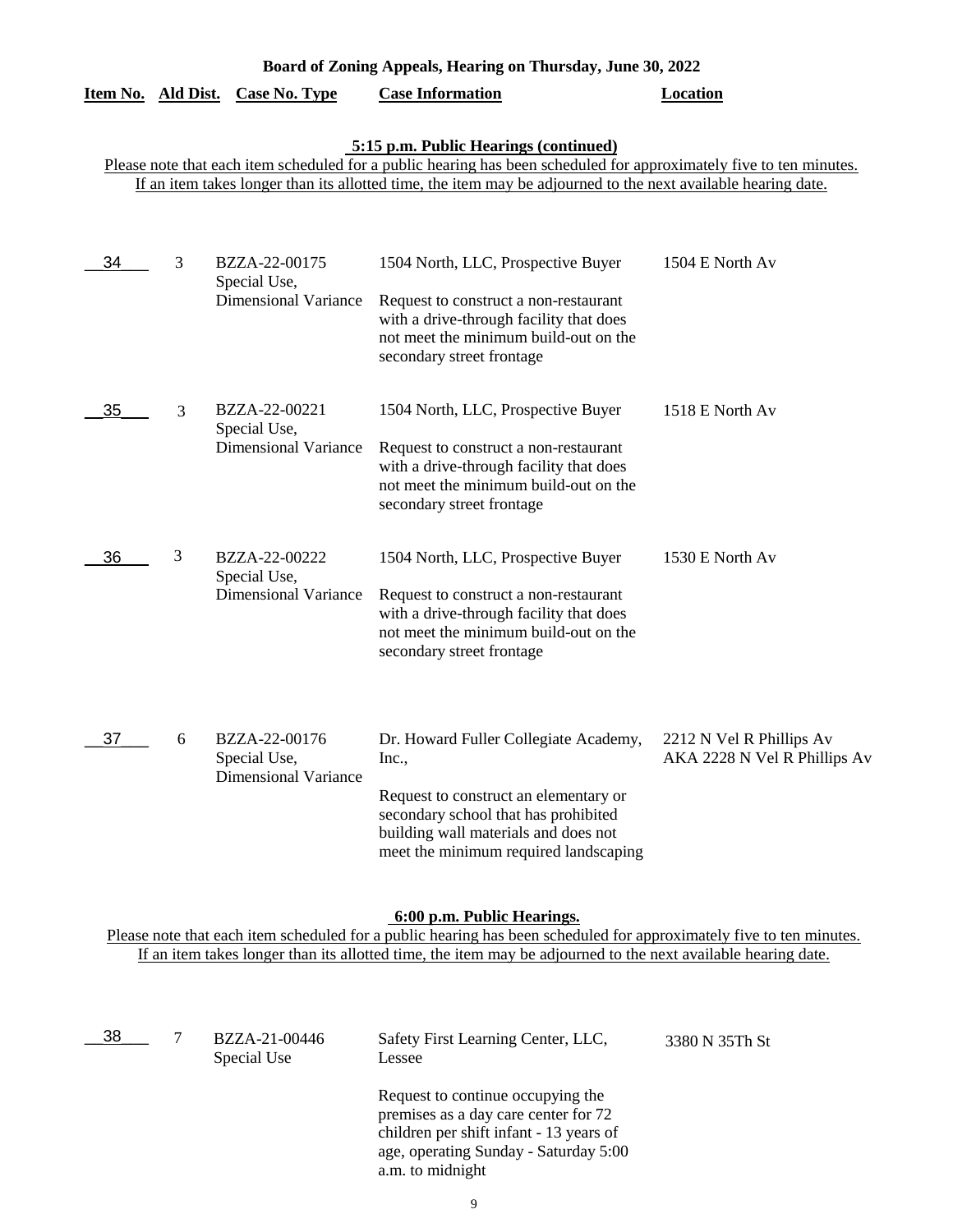## Board of Zoning Appeals, Hearing on Thursday, June 30, 2022

| Item No. | Ald Dist. | Case No. Type | Case Information | Location |
|---|---|---|---|---|

### 5:15 p.m. Public Hearings (continued)

Please note that each item scheduled for a public hearing has been scheduled for approximately five to ten minutes. If an item takes longer than its allotted time, the item may be adjourned to the next available hearing date.

| Item No. | Ald Dist. | Case No. Type | Case Information | Location |
|---|---|---|---|---|
| 34 | 3 | BZZA-22-00175 Special Use, Dimensional Variance | 1504 North, LLC, Prospective Buyer<br><br>Request to construct a non-restaurant with a drive-through facility that does not meet the minimum build-out on the secondary street frontage | 1504 E North Av |
| 35 | 3 | BZZA-22-00221 Special Use, Dimensional Variance | 1504 North, LLC, Prospective Buyer<br><br>Request to construct a non-restaurant with a drive-through facility that does not meet the minimum build-out on the secondary street frontage | 1518 E North Av |
| 36 | 3 | BZZA-22-00222 Special Use, Dimensional Variance | 1504 North, LLC, Prospective Buyer<br><br>Request to construct a non-restaurant with a drive-through facility that does not meet the minimum build-out on the secondary street frontage | 1530 E North Av |
| 37 | 6 | BZZA-22-00176 Special Use, Dimensional Variance | Dr. Howard Fuller Collegiate Academy, Inc.,<br><br>Request to construct an elementary or secondary school that has prohibited building wall materials and does not meet the minimum required landscaping | 2212 N Vel R Phillips Av AKA 2228 N Vel R Phillips Av |

### 6:00 p.m. Public Hearings.

Please note that each item scheduled for a public hearing has been scheduled for approximately five to ten minutes. If an item takes longer than its allotted time, the item may be adjourned to the next available hearing date.

| Item No. | Ald Dist. | Case No. Type | Case Information | Location |
|---|---|---|---|---|
| 38 | 7 | BZZA-21-00446 Special Use | Safety First Learning Center, LLC, Lessee<br><br>Request to continue occupying the premises as a day care center for 72 children per shift infant - 13 years of age, operating Sunday - Saturday 5:00 a.m. to midnight | 3380 N 35Th St |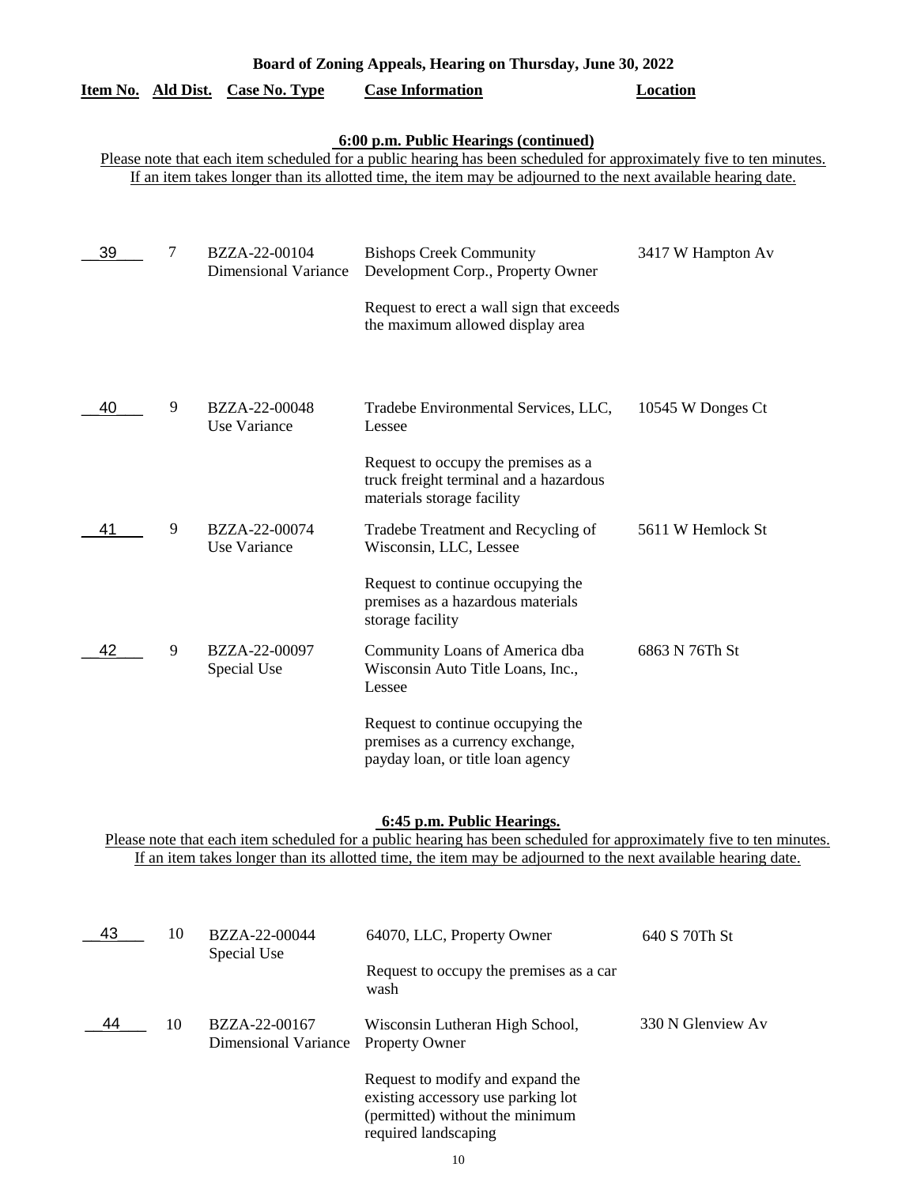**Board of Zoning Appeals, Hearing on Thursday, June 30, 2022**

### 6:00 p.m. Public Hearings (continued)

Please note that each item scheduled for a public hearing has been scheduled for approximately five to ten minutes. If an item takes longer than its allotted time, the item may be adjourned to the next available hearing date.

| Item No. | Ald Dist. | Case No. Type | Case Information | Location |
|---|---|---|---|---|
| 39 | 7 | BZZA-22-00104 Dimensional Variance | Bishops Creek Community Development Corp., Property Owner<br><br>Request to erect a wall sign that exceeds the maximum allowed display area | 3417 W Hampton Av |
| 40 | 9 | BZZA-22-00048 Use Variance | Tradebe Environmental Services, LLC, Lessee<br><br>Request to occupy the premises as a truck freight terminal and a hazardous materials storage facility | 10545 W Donges Ct |
| 41 | 9 | BZZA-22-00074 Use Variance | Tradebe Treatment and Recycling of Wisconsin, LLC, Lessee<br><br>Request to continue occupying the premises as a hazardous materials storage facility | 5611 W Hemlock St |
| 42 | 9 | BZZA-22-00097 Special Use | Community Loans of America dba Wisconsin Auto Title Loans, Inc., Lessee<br><br>Request to continue occupying the premises as a currency exchange, payday loan, or title loan agency | 6863 N 76Th St |

### 6:45 p.m. Public Hearings.

Please note that each item scheduled for a public hearing has been scheduled for approximately five to ten minutes. If an item takes longer than its allotted time, the item may be adjourned to the next available hearing date.

| Item No. | Ald Dist. | Case No. Type | Case Information | Location |
|---|---|---|---|---|
| 43 | 10 | BZZA-22-00044 Special Use | 64070, LLC, Property Owner<br><br>Request to occupy the premises as a car wash | 640 S 70Th St |
| 44 | 10 | BZZA-22-00167 Dimensional Variance | Wisconsin Lutheran High School, Property Owner<br><br>Request to modify and expand the existing accessory use parking lot (permitted) without the minimum required landscaping | 330 N Glenview Av |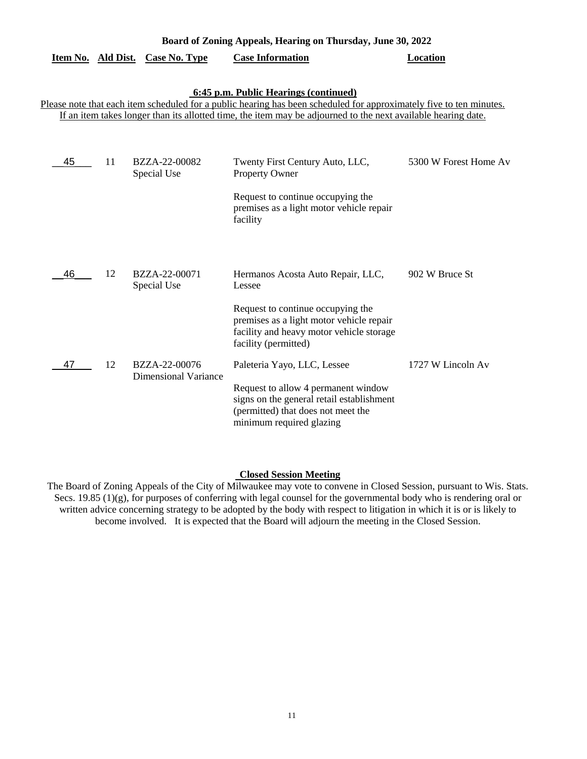**Board of Zoning Appeals, Hearing on Thursday, June 30, 2022**

| Item No. | Ald Dist. | Case No. Type | Case Information | Location |
|---|---|---|---|---|

**6:45 p.m. Public Hearings (continued)**

Please note that each item scheduled for a public hearing has been scheduled for approximately five to ten minutes. If an item takes longer than its allotted time, the item may be adjourned to the next available hearing date.

| Item No. | Ald Dist. | Case No. Type | Case Information | Location |
|---|---|---|---|---|
| 45 | 11 | BZZA-22-00082 Special Use | Twenty First Century Auto, LLC, Property Owner<br><br>Request to continue occupying the premises as a light motor vehicle repair facility | 5300 W Forest Home Av |
| 46 | 12 | BZZA-22-00071 Special Use | Hermanos Acosta Auto Repair, LLC, Lessee<br><br>Request to continue occupying the premises as a light motor vehicle repair facility and heavy motor vehicle storage facility (permitted) | 902 W Bruce St |
| 47 | 12 | BZZA-22-00076 Dimensional Variance | Paleteria Yayo, LLC, Lessee<br><br>Request to allow 4 permanent window signs on the general retail establishment (permitted) that does not meet the minimum required glazing | 1727 W Lincoln Av |

**Closed Session Meeting**

The Board of Zoning Appeals of the City of Milwaukee may vote to convene in Closed Session, pursuant to Wis. Stats. Secs. 19.85 (1)(g), for purposes of conferring with legal counsel for the governmental body who is rendering oral or written advice concerning strategy to be adopted by the body with respect to litigation in which it is or is likely to become involved. It is expected that the Board will adjourn the meeting in the Closed Session.